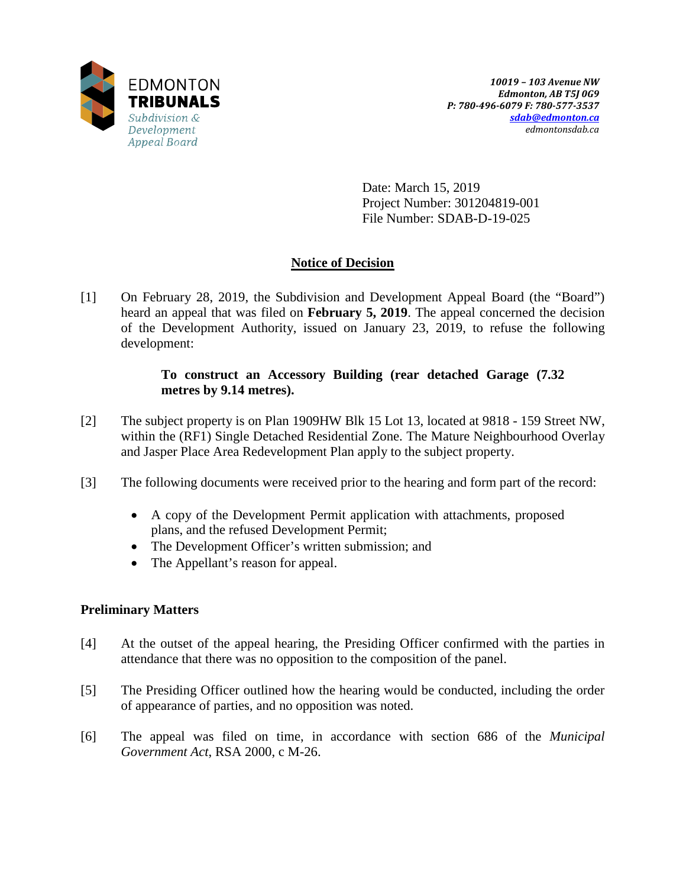EDMONTON **TRIBUNALS**
*Subdivision & Development Appeal Board*

***10019 – 103 Avenue NW***
***Edmonton, AB T5J 0G9***
***P: 780-496-6079 F: 780-577-3537***
***sdab@edmonton.ca***
*edmontonsdab.ca*

Date: March 15, 2019
Project Number: 301204819-001
File Number: SDAB-D-19-025

## Notice of Decision

[1] On February 28, 2019, the Subdivision and Development Appeal Board (the "Board") heard an appeal that was filed on **February 5, 2019**. The appeal concerned the decision of the Development Authority, issued on January 23, 2019, to refuse the following development:

> **To construct an Accessory Building (rear detached Garage (7.32 metres by 9.14 metres).**

[2] The subject property is on Plan 1909HW Blk 15 Lot 13, located at 9818 - 159 Street NW, within the (RF1) Single Detached Residential Zone. The Mature Neighbourhood Overlay and Jasper Place Area Redevelopment Plan apply to the subject property.

[3] The following documents were received prior to the hearing and form part of the record:

- A copy of the Development Permit application with attachments, proposed plans, and the refused Development Permit;
- The Development Officer's written submission; and
- The Appellant's reason for appeal.

### Preliminary Matters

[4] At the outset of the appeal hearing, the Presiding Officer confirmed with the parties in attendance that there was no opposition to the composition of the panel.

[5] The Presiding Officer outlined how the hearing would be conducted, including the order of appearance of parties, and no opposition was noted.

[6] The appeal was filed on time, in accordance with section 686 of the *Municipal Government Act*, RSA 2000, c M-26.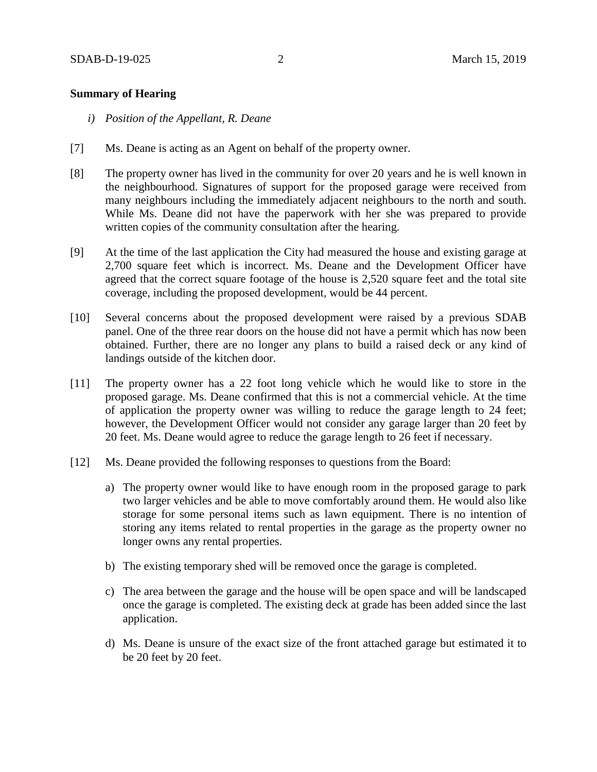**Summary of Hearing**

*i) Position of the Appellant, R. Deane*

[7] Ms. Deane is acting as an Agent on behalf of the property owner.

[8] The property owner has lived in the community for over 20 years and he is well known in the neighbourhood. Signatures of support for the proposed garage were received from many neighbours including the immediately adjacent neighbours to the north and south. While Ms. Deane did not have the paperwork with her she was prepared to provide written copies of the community consultation after the hearing.

[9] At the time of the last application the City had measured the house and existing garage at 2,700 square feet which is incorrect. Ms. Deane and the Development Officer have agreed that the correct square footage of the house is 2,520 square feet and the total site coverage, including the proposed development, would be 44 percent.

[10] Several concerns about the proposed development were raised by a previous SDAB panel. One of the three rear doors on the house did not have a permit which has now been obtained. Further, there are no longer any plans to build a raised deck or any kind of landings outside of the kitchen door.

[11] The property owner has a 22 foot long vehicle which he would like to store in the proposed garage. Ms. Deane confirmed that this is not a commercial vehicle. At the time of application the property owner was willing to reduce the garage length to 24 feet; however, the Development Officer would not consider any garage larger than 20 feet by 20 feet. Ms. Deane would agree to reduce the garage length to 26 feet if necessary.

[12] Ms. Deane provided the following responses to questions from the Board:

a) The property owner would like to have enough room in the proposed garage to park two larger vehicles and be able to move comfortably around them. He would also like storage for some personal items such as lawn equipment. There is no intention of storing any items related to rental properties in the garage as the property owner no longer owns any rental properties.

b) The existing temporary shed will be removed once the garage is completed.

c) The area between the garage and the house will be open space and will be landscaped once the garage is completed. The existing deck at grade has been added since the last application.

d) Ms. Deane is unsure of the exact size of the front attached garage but estimated it to be 20 feet by 20 feet.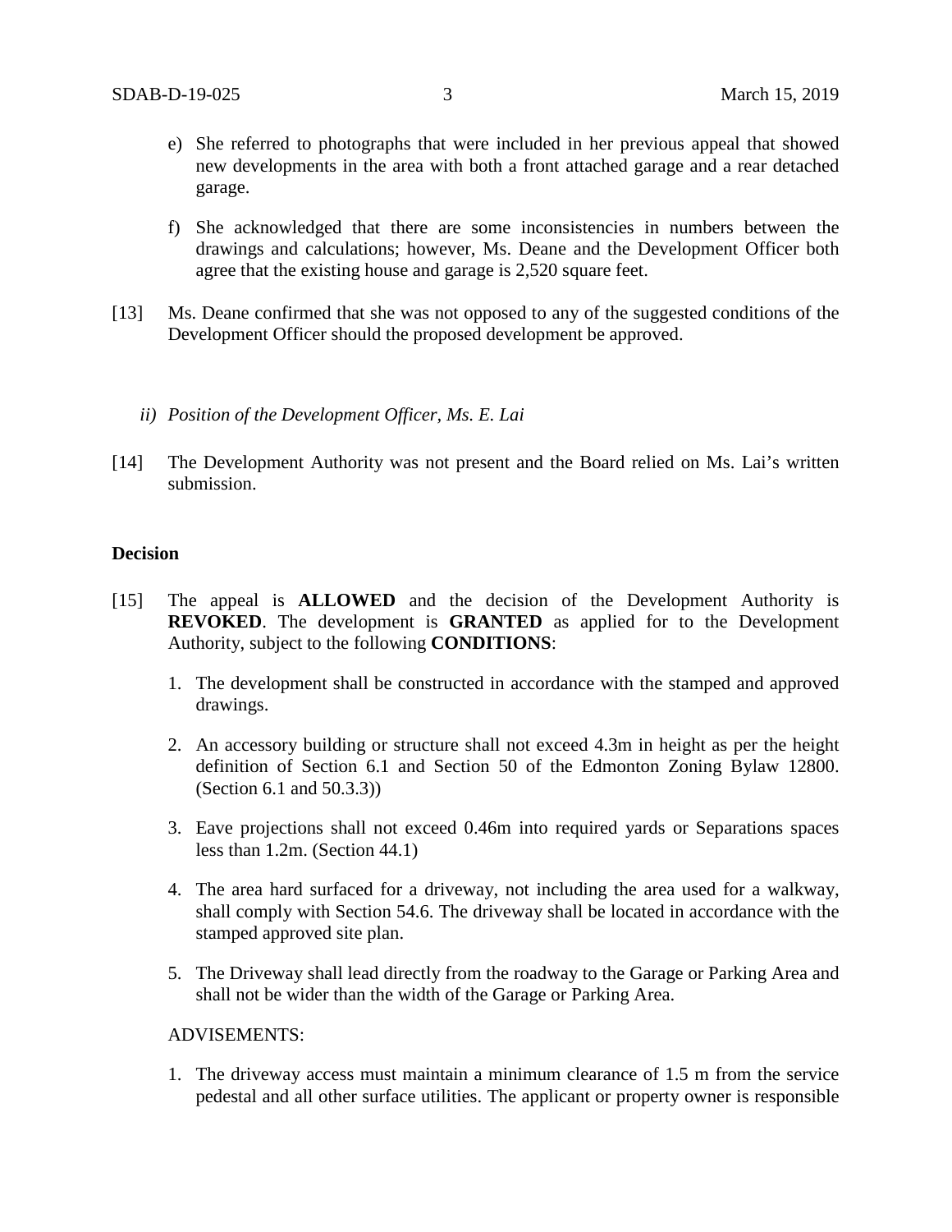e) She referred to photographs that were included in her previous appeal that showed new developments in the area with both a front attached garage and a rear detached garage.

f) She acknowledged that there are some inconsistencies in numbers between the drawings and calculations; however, Ms. Deane and the Development Officer both agree that the existing house and garage is 2,520 square feet.

[13] Ms. Deane confirmed that she was not opposed to any of the suggested conditions of the Development Officer should the proposed development be approved.

*ii) Position of the Development Officer, Ms. E. Lai*

[14] The Development Authority was not present and the Board relied on Ms. Lai's written submission.

**Decision**

[15] The appeal is **ALLOWED** and the decision of the Development Authority is **REVOKED**. The development is **GRANTED** as applied for to the Development Authority, subject to the following **CONDITIONS**:

1. The development shall be constructed in accordance with the stamped and approved drawings.

2. An accessory building or structure shall not exceed 4.3m in height as per the height definition of Section 6.1 and Section 50 of the Edmonton Zoning Bylaw 12800. (Section 6.1 and 50.3.3))

3. Eave projections shall not exceed 0.46m into required yards or Separations spaces less than 1.2m. (Section 44.1)

4. The area hard surfaced for a driveway, not including the area used for a walkway, shall comply with Section 54.6. The driveway shall be located in accordance with the stamped approved site plan.

5. The Driveway shall lead directly from the roadway to the Garage or Parking Area and shall not be wider than the width of the Garage or Parking Area.

ADVISEMENTS:

1. The driveway access must maintain a minimum clearance of 1.5 m from the service pedestal and all other surface utilities. The applicant or property owner is responsible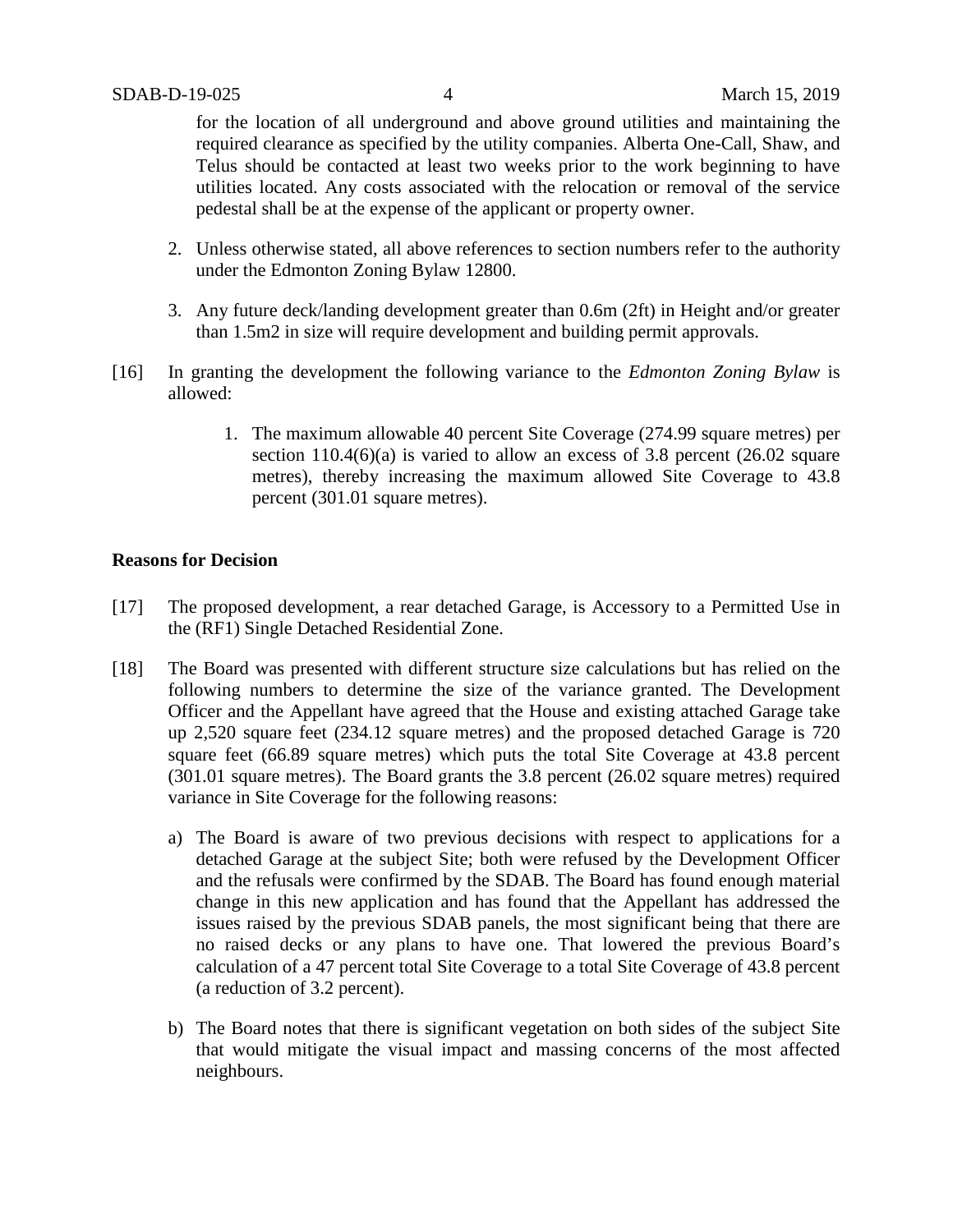for the location of all underground and above ground utilities and maintaining the required clearance as specified by the utility companies. Alberta One-Call, Shaw, and Telus should be contacted at least two weeks prior to the work beginning to have utilities located. Any costs associated with the relocation or removal of the service pedestal shall be at the expense of the applicant or property owner.

2. Unless otherwise stated, all above references to section numbers refer to the authority under the Edmonton Zoning Bylaw 12800.

3. Any future deck/landing development greater than 0.6m (2ft) in Height and/or greater than 1.5m2 in size will require development and building permit approvals.

[16] In granting the development the following variance to the *Edmonton Zoning Bylaw* is allowed:

1. The maximum allowable 40 percent Site Coverage (274.99 square metres) per section 110.4(6)(a) is varied to allow an excess of 3.8 percent (26.02 square metres), thereby increasing the maximum allowed Site Coverage to 43.8 percent (301.01 square metres).

**Reasons for Decision**

[17] The proposed development, a rear detached Garage, is Accessory to a Permitted Use in the (RF1) Single Detached Residential Zone.

[18] The Board was presented with different structure size calculations but has relied on the following numbers to determine the size of the variance granted. The Development Officer and the Appellant have agreed that the House and existing attached Garage take up 2,520 square feet (234.12 square metres) and the proposed detached Garage is 720 square feet (66.89 square metres) which puts the total Site Coverage at 43.8 percent (301.01 square metres). The Board grants the 3.8 percent (26.02 square metres) required variance in Site Coverage for the following reasons:

a) The Board is aware of two previous decisions with respect to applications for a detached Garage at the subject Site; both were refused by the Development Officer and the refusals were confirmed by the SDAB. The Board has found enough material change in this new application and has found that the Appellant has addressed the issues raised by the previous SDAB panels, the most significant being that there are no raised decks or any plans to have one. That lowered the previous Board's calculation of a 47 percent total Site Coverage to a total Site Coverage of 43.8 percent (a reduction of 3.2 percent).

b) The Board notes that there is significant vegetation on both sides of the subject Site that would mitigate the visual impact and massing concerns of the most affected neighbours.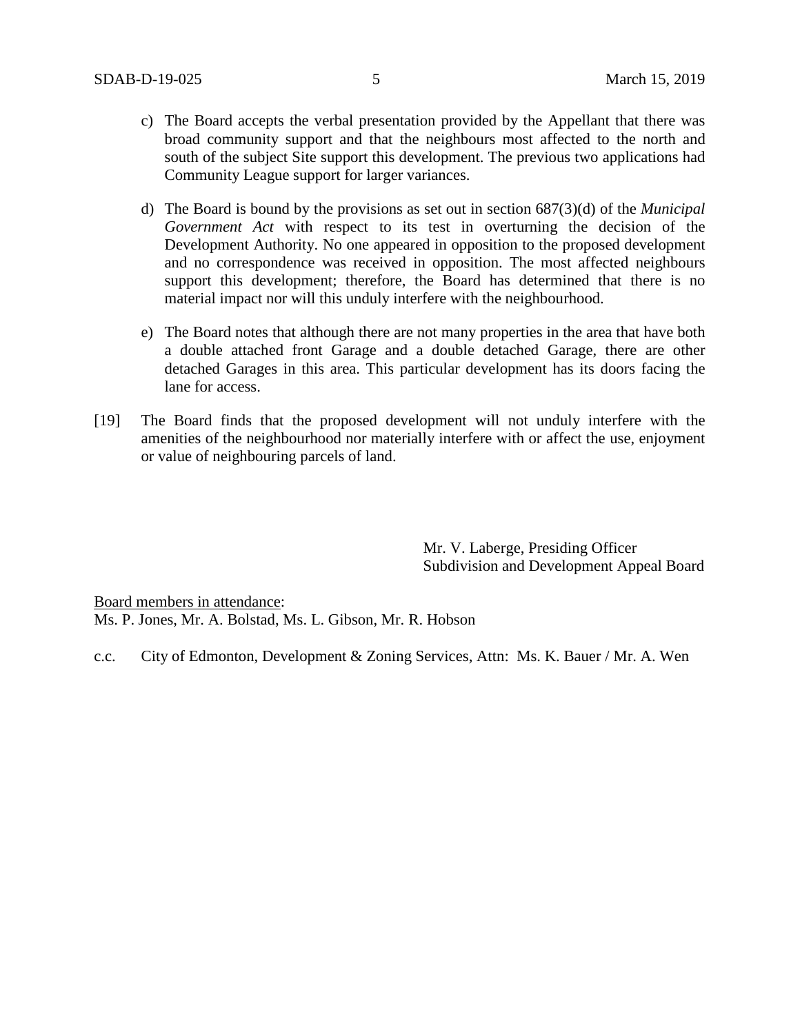c) The Board accepts the verbal presentation provided by the Appellant that there was broad community support and that the neighbours most affected to the north and south of the subject Site support this development. The previous two applications had Community League support for larger variances.

d) The Board is bound by the provisions as set out in section 687(3)(d) of the *Municipal Government Act* with respect to its test in overturning the decision of the Development Authority. No one appeared in opposition to the proposed development and no correspondence was received in opposition. The most affected neighbours support this development; therefore, the Board has determined that there is no material impact nor will this unduly interfere with the neighbourhood.

e) The Board notes that although there are not many properties in the area that have both a double attached front Garage and a double detached Garage, there are other detached Garages in this area. This particular development has its doors facing the lane for access.

[19] The Board finds that the proposed development will not unduly interfere with the amenities of the neighbourhood nor materially interfere with or affect the use, enjoyment or value of neighbouring parcels of land.

Mr. V. Laberge, Presiding Officer
Subdivision and Development Appeal Board

Board members in attendance:
Ms. P. Jones, Mr. A. Bolstad, Ms. L. Gibson, Mr. R. Hobson

c.c. City of Edmonton, Development & Zoning Services, Attn: Ms. K. Bauer / Mr. A. Wen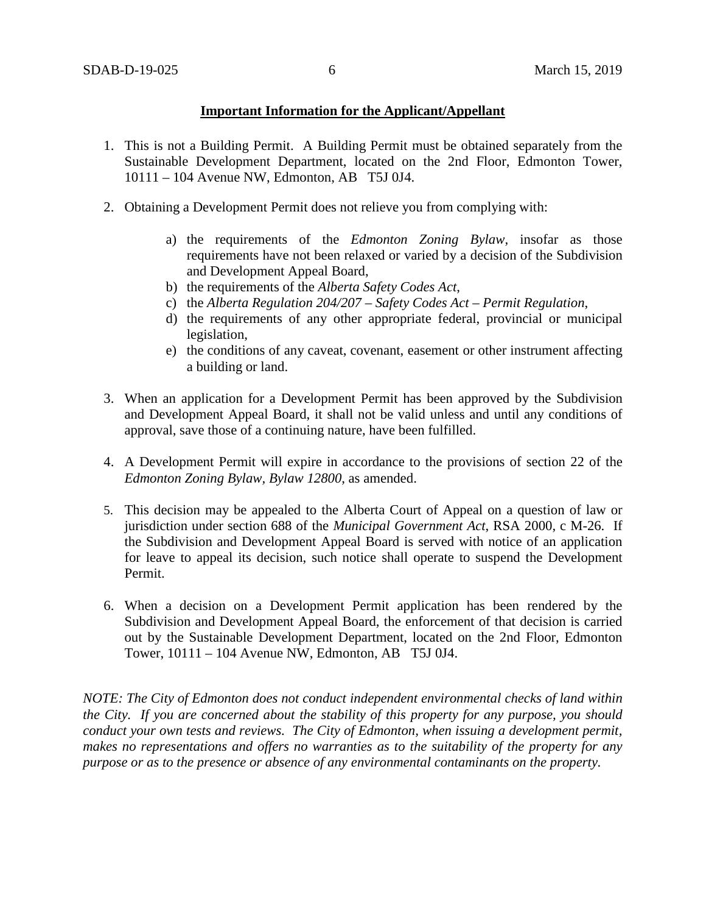**Important Information for the Applicant/Appellant**

1. This is not a Building Permit. A Building Permit must be obtained separately from the Sustainable Development Department, located on the 2nd Floor, Edmonton Tower, 10111 – 104 Avenue NW, Edmonton, AB T5J 0J4.

2. Obtaining a Development Permit does not relieve you from complying with:

   a) the requirements of the *Edmonton Zoning Bylaw*, insofar as those requirements have not been relaxed or varied by a decision of the Subdivision and Development Appeal Board,
   b) the requirements of the *Alberta Safety Codes Act*,
   c) the *Alberta Regulation 204/207 – Safety Codes Act – Permit Regulation*,
   d) the requirements of any other appropriate federal, provincial or municipal legislation,
   e) the conditions of any caveat, covenant, easement or other instrument affecting a building or land.

3. When an application for a Development Permit has been approved by the Subdivision and Development Appeal Board, it shall not be valid unless and until any conditions of approval, save those of a continuing nature, have been fulfilled.

4. A Development Permit will expire in accordance to the provisions of section 22 of the *Edmonton Zoning Bylaw, Bylaw 12800*, as amended.

5. This decision may be appealed to the Alberta Court of Appeal on a question of law or jurisdiction under section 688 of the *Municipal Government Act*, RSA 2000, c M-26. If the Subdivision and Development Appeal Board is served with notice of an application for leave to appeal its decision, such notice shall operate to suspend the Development Permit.

6. When a decision on a Development Permit application has been rendered by the Subdivision and Development Appeal Board, the enforcement of that decision is carried out by the Sustainable Development Department, located on the 2nd Floor, Edmonton Tower, 10111 – 104 Avenue NW, Edmonton, AB T5J 0J4.

*NOTE: The City of Edmonton does not conduct independent environmental checks of land within the City. If you are concerned about the stability of this property for any purpose, you should conduct your own tests and reviews. The City of Edmonton, when issuing a development permit, makes no representations and offers no warranties as to the suitability of the property for any purpose or as to the presence or absence of any environmental contaminants on the property.*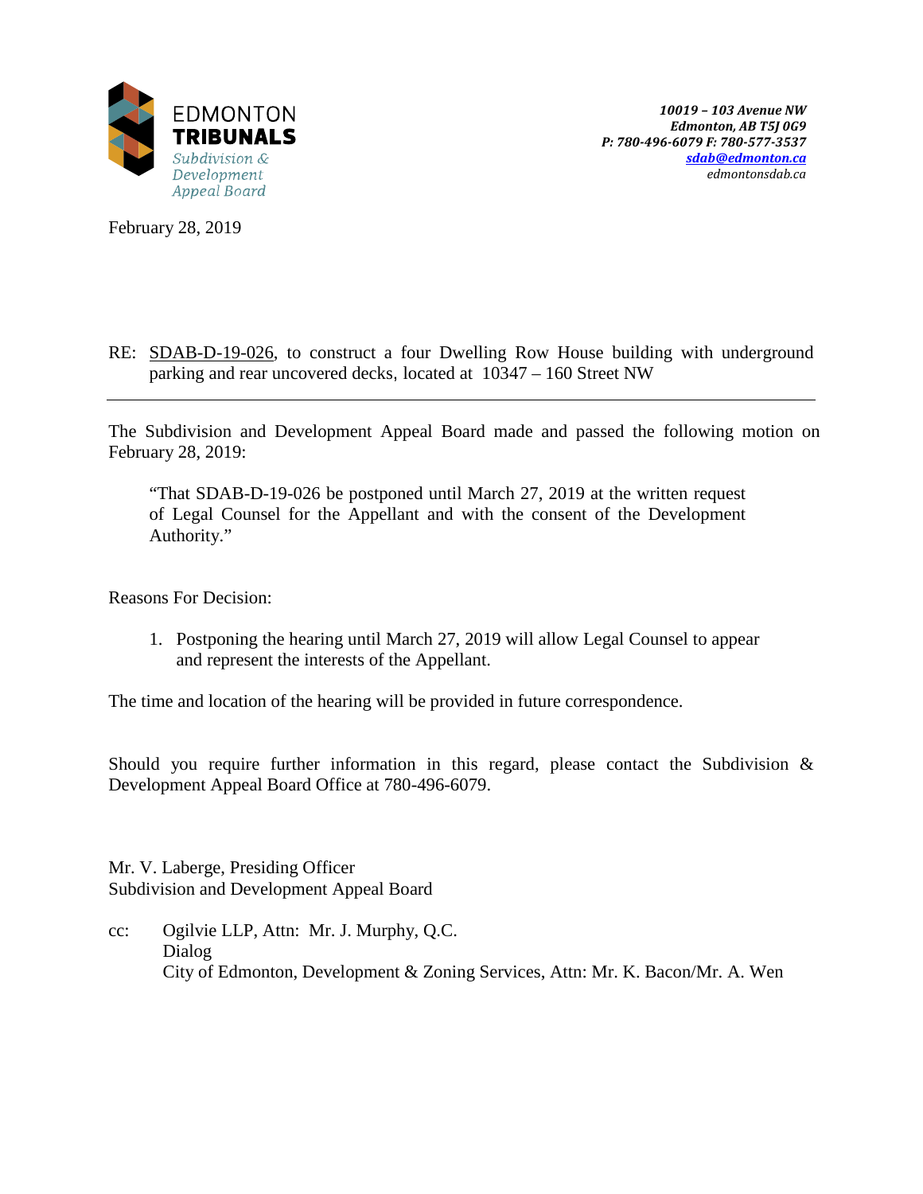EDMONTON
**TRIBUNALS**
*Subdivision & Development Appeal Board*

***10019 – 103 Avenue NW***
***Edmonton, AB T5J 0G9***
***P: 780-496-6079 F: 780-577-3537***
***sdab@edmonton.ca***
*edmontonsdab.ca*

February 28, 2019

RE: SDAB-D-19-026, to construct a four Dwelling Row House building with underground parking and rear uncovered decks, located at 10347 – 160 Street NW

---

The Subdivision and Development Appeal Board made and passed the following motion on February 28, 2019:

> "That SDAB-D-19-026 be postponed until March 27, 2019 at the written request of Legal Counsel for the Appellant and with the consent of the Development Authority."

Reasons For Decision:

1. Postponing the hearing until March 27, 2019 will allow Legal Counsel to appear and represent the interests of the Appellant.

The time and location of the hearing will be provided in future correspondence.

Should you require further information in this regard, please contact the Subdivision & Development Appeal Board Office at 780-496-6079.

Mr. V. Laberge, Presiding Officer
Subdivision and Development Appeal Board

cc: Ogilvie LLP, Attn: Mr. J. Murphy, Q.C.
Dialog
City of Edmonton, Development & Zoning Services, Attn: Mr. K. Bacon/Mr. A. Wen